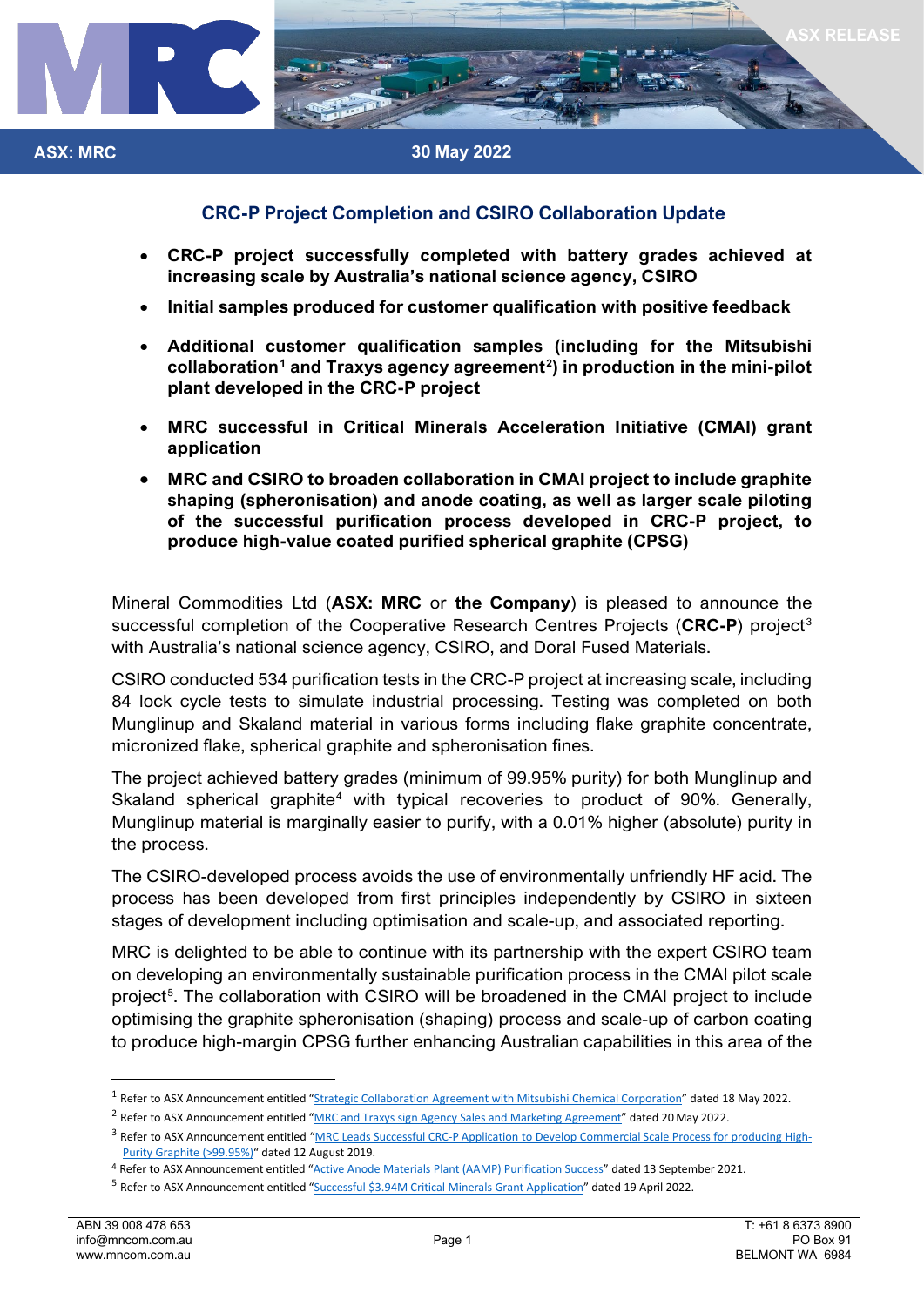ASX RELEASE

ASX: MRC

30 May 2022

## CRC-P Project Completion and CSIRO Collaboration Update

- **CRC-P project successfully completed with battery grades achieved at increasing scale by Australia's national science agency, CSIRO**
- **Initial samples produced for customer qualification with positive feedback**
- **Additional customer qualification samples (including for the Mitsubishi collaboration[1] and Traxys agency agreement[2]) in production in the mini-pilot plant developed in the CRC-P project**
- **MRC successful in Critical Minerals Acceleration Initiative (CMAI) grant application**
- **MRC and CSIRO to broaden collaboration in CMAI project to include graphite shaping (spheronisation) and anode coating, as well as larger scale piloting of the successful purification process developed in CRC-P project, to produce high-value coated purified spherical graphite (CPSG)**

Mineral Commodities Ltd (**ASX: MRC** or **the Company**) is pleased to announce the successful completion of the Cooperative Research Centres Projects (**CRC-P**) project[3] with Australia's national science agency, CSIRO, and Doral Fused Materials.

CSIRO conducted 534 purification tests in the CRC-P project at increasing scale, including 84 lock cycle tests to simulate industrial processing. Testing was completed on both Munglinup and Skaland material in various forms including flake graphite concentrate, micronized flake, spherical graphite and spheronisation fines.

The project achieved battery grades (minimum of 99.95% purity) for both Munglinup and Skaland spherical graphite[4] with typical recoveries to product of 90%. Generally, Munglinup material is marginally easier to purify, with a 0.01% higher (absolute) purity in the process.

The CSIRO-developed process avoids the use of environmentally unfriendly HF acid. The process has been developed from first principles independently by CSIRO in sixteen stages of development including optimisation and scale-up, and associated reporting.

MRC is delighted to be able to continue with its partnership with the expert CSIRO team on developing an environmentally sustainable purification process in the CMAI pilot scale project[5]. The collaboration with CSIRO will be broadened in the CMAI project to include optimising the graphite spheronisation (shaping) process and scale-up of carbon coating to produce high-margin CPSG further enhancing Australian capabilities in this area of the

[1] Refer to ASX Announcement entitled "Strategic Collaboration Agreement with Mitsubishi Chemical Corporation" dated 18 May 2022.

[2] Refer to ASX Announcement entitled "MRC and Traxys sign Agency Sales and Marketing Agreement" dated 20 May 2022.

[3] Refer to ASX Announcement entitled "MRC Leads Successful CRC-P Application to Develop Commercial Scale Process for producing High-Purity Graphite (>99.95%)" dated 12 August 2019.

[4] Refer to ASX Announcement entitled "Active Anode Materials Plant (AAMP) Purification Success" dated 13 September 2021.

[5] Refer to ASX Announcement entitled "Successful $3.94M Critical Minerals Grant Application" dated 19 April 2022.

ABN 39 008 478 653
info@mncom.com.au
www.mncom.com.au

T: +61 8 6373 8900
PO Box 91
BELMONT WA 6984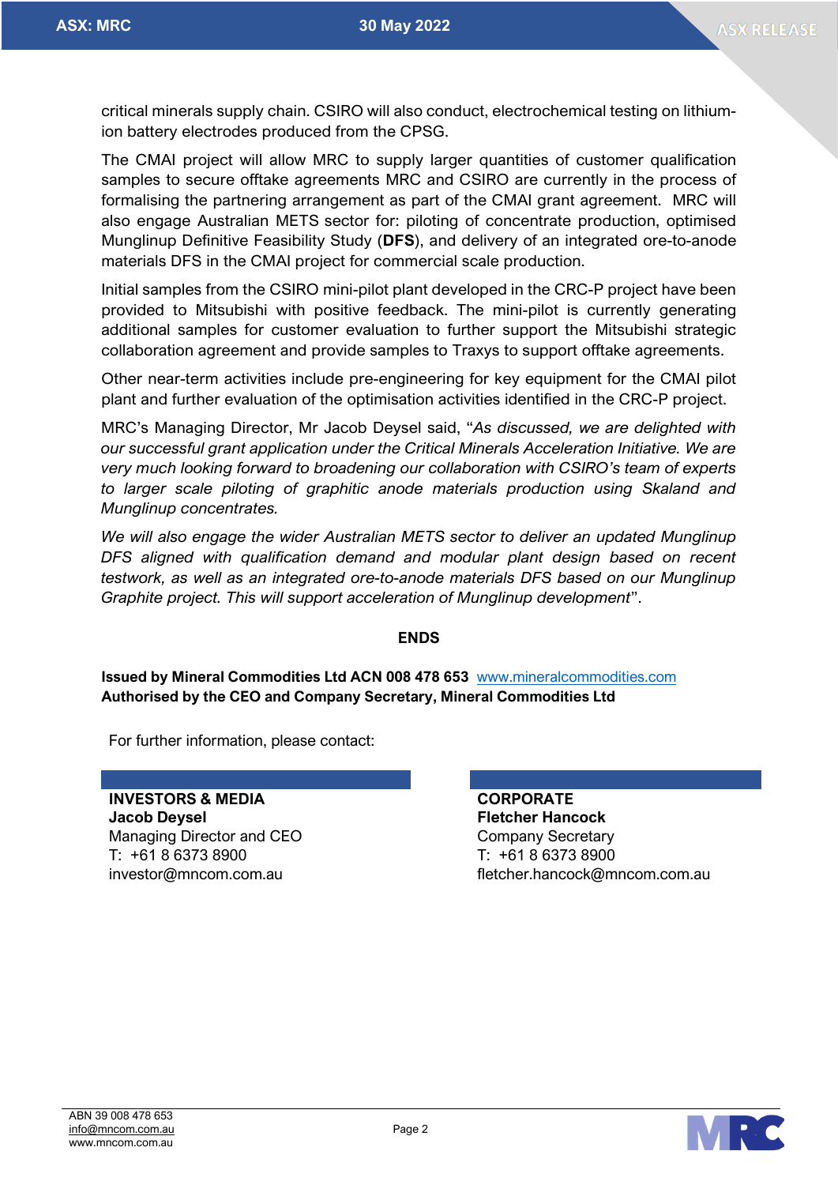critical minerals supply chain. CSIRO will also conduct, electrochemical testing on lithium-ion battery electrodes produced from the CPSG.

The CMAI project will allow MRC to supply larger quantities of customer qualification samples to secure offtake agreements MRC and CSIRO are currently in the process of formalising the partnering arrangement as part of the CMAI grant agreement. MRC will also engage Australian METS sector for: piloting of concentrate production, optimised Munglinup Definitive Feasibility Study (**DFS**), and delivery of an integrated ore-to-anode materials DFS in the CMAI project for commercial scale production.

Initial samples from the CSIRO mini-pilot plant developed in the CRC-P project have been provided to Mitsubishi with positive feedback. The mini-pilot is currently generating additional samples for customer evaluation to further support the Mitsubishi strategic collaboration agreement and provide samples to Traxys to support offtake agreements.

Other near-term activities include pre-engineering for key equipment for the CMAI pilot plant and further evaluation of the optimisation activities identified in the CRC-P project.

MRC's Managing Director, Mr Jacob Deysel said, "*As discussed, we are delighted with our successful grant application under the Critical Minerals Acceleration Initiative. We are very much looking forward to broadening our collaboration with CSIRO's team of experts to larger scale piloting of graphitic anode materials production using Skaland and Munglinup concentrates.*

*We will also engage the wider Australian METS sector to deliver an updated Munglinup DFS aligned with qualification demand and modular plant design based on recent testwork, as well as an integrated ore-to-anode materials DFS based on our Munglinup Graphite project. This will support acceleration of Munglinup development*".

**ENDS**

**Issued by Mineral Commodities Ltd ACN 008 478 653** www.mineralcommodities.com
**Authorised by the CEO and Company Secretary, Mineral Commodities Ltd**

For further information, please contact:

**INVESTORS & MEDIA**
**Jacob Deysel**
Managing Director and CEO
T: +61 8 6373 8900
investor@mncom.com.au

**CORPORATE**
**Fletcher Hancock**
Company Secretary
T: +61 8 6373 8900
fletcher.hancock@mncom.com.au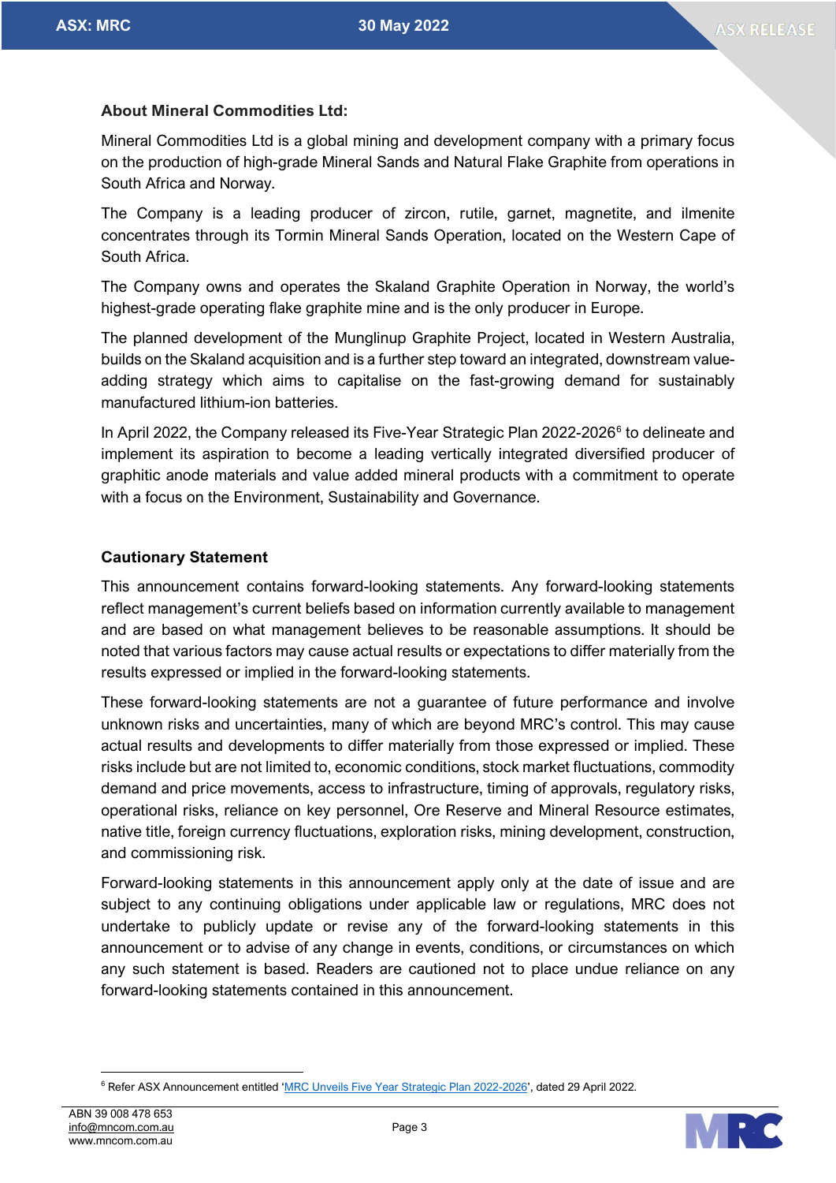**About Mineral Commodities Ltd:**

Mineral Commodities Ltd is a global mining and development company with a primary focus on the production of high-grade Mineral Sands and Natural Flake Graphite from operations in South Africa and Norway.

The Company is a leading producer of zircon, rutile, garnet, magnetite, and ilmenite concentrates through its Tormin Mineral Sands Operation, located on the Western Cape of South Africa.

The Company owns and operates the Skaland Graphite Operation in Norway, the world's highest-grade operating flake graphite mine and is the only producer in Europe.

The planned development of the Munglinup Graphite Project, located in Western Australia, builds on the Skaland acquisition and is a further step toward an integrated, downstream value-adding strategy which aims to capitalise on the fast-growing demand for sustainably manufactured lithium-ion batteries.

In April 2022, the Company released its Five-Year Strategic Plan 2022-2026[6] to delineate and implement its aspiration to become a leading vertically integrated diversified producer of graphitic anode materials and value added mineral products with a commitment to operate with a focus on the Environment, Sustainability and Governance.

**Cautionary Statement**

This announcement contains forward-looking statements. Any forward-looking statements reflect management's current beliefs based on information currently available to management and are based on what management believes to be reasonable assumptions. It should be noted that various factors may cause actual results or expectations to differ materially from the results expressed or implied in the forward-looking statements.

These forward-looking statements are not a guarantee of future performance and involve unknown risks and uncertainties, many of which are beyond MRC's control. This may cause actual results and developments to differ materially from those expressed or implied. These risks include but are not limited to, economic conditions, stock market fluctuations, commodity demand and price movements, access to infrastructure, timing of approvals, regulatory risks, operational risks, reliance on key personnel, Ore Reserve and Mineral Resource estimates, native title, foreign currency fluctuations, exploration risks, mining development, construction, and commissioning risk.

Forward-looking statements in this announcement apply only at the date of issue and are subject to any continuing obligations under applicable law or regulations, MRC does not undertake to publicly update or revise any of the forward-looking statements in this announcement or to advise of any change in events, conditions, or circumstances on which any such statement is based. Readers are cautioned not to place undue reliance on any forward-looking statements contained in this announcement.

---

[6] Refer ASX Announcement entitled 'MRC Unveils Five Year Strategic Plan 2022-2026', dated 29 April 2022.